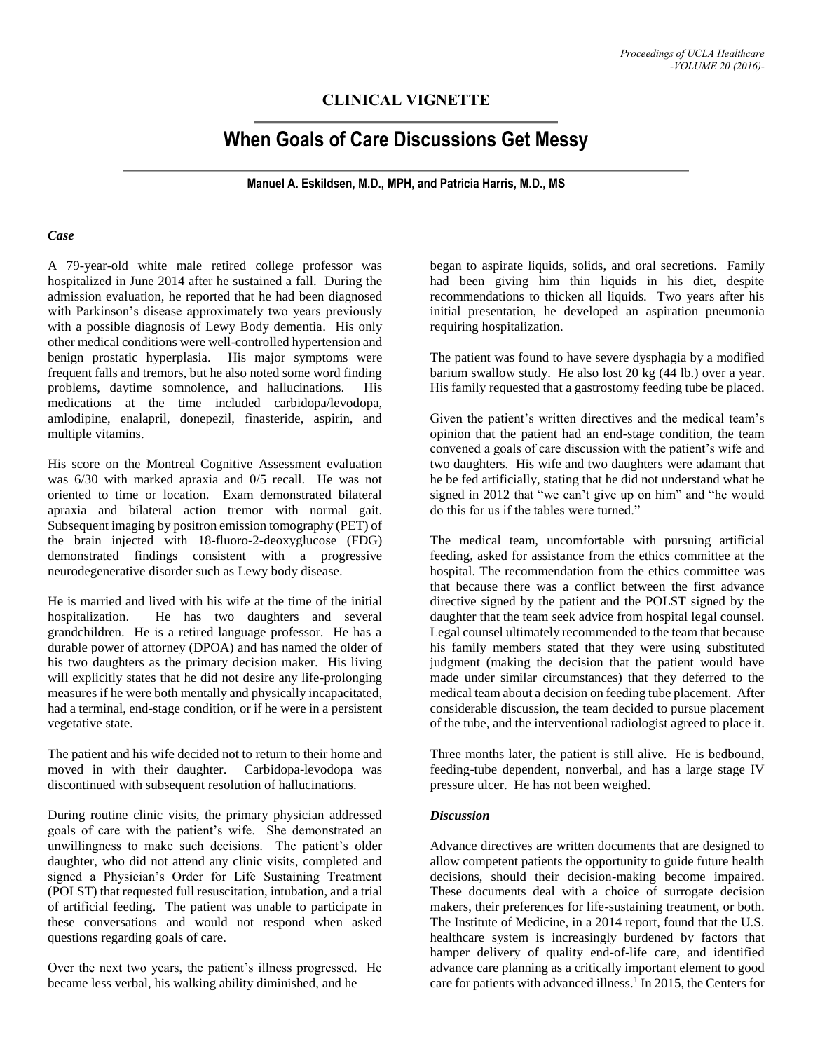## CLINICAL VIGNETTE

# When Goals of Care Discussions Get Messy

**Manuel A. Eskildsen, M.D., MPH, and Patricia Harris, M.D., MS**

### *Case*

A 79-year-old white male retired college professor was hospitalized in June 2014 after he sustained a fall. During the admission evaluation, he reported that he had been diagnosed with Parkinson's disease approximately two years previously with a possible diagnosis of Lewy Body dementia. His only other medical conditions were well-controlled hypertension and benign prostatic hyperplasia. His major symptoms were frequent falls and tremors, but he also noted some word finding problems, daytime somnolence, and hallucinations. His medications at the time included carbidopa/levodopa, amlodipine, enalapril, donepezil, finasteride, aspirin, and multiple vitamins.

His score on the Montreal Cognitive Assessment evaluation was 6/30 with marked apraxia and 0/5 recall. He was not oriented to time or location. Exam demonstrated bilateral apraxia and bilateral action tremor with normal gait. Subsequent imaging by positron emission tomography (PET) of the brain injected with 18-fluoro-2-deoxyglucose (FDG) demonstrated findings consistent with a progressive neurodegenerative disorder such as Lewy body disease.

He is married and lived with his wife at the time of the initial hospitalization. He has two daughters and several grandchildren. He is a retired language professor. He has a durable power of attorney (DPOA) and has named the older of his two daughters as the primary decision maker. His living will explicitly states that he did not desire any life-prolonging measures if he were both mentally and physically incapacitated, had a terminal, end-stage condition, or if he were in a persistent vegetative state.

The patient and his wife decided not to return to their home and moved in with their daughter. Carbidopa-levodopa was discontinued with subsequent resolution of hallucinations.

During routine clinic visits, the primary physician addressed goals of care with the patient's wife. She demonstrated an unwillingness to make such decisions. The patient's older daughter, who did not attend any clinic visits, completed and signed a Physician's Order for Life Sustaining Treatment (POLST) that requested full resuscitation, intubation, and a trial of artificial feeding. The patient was unable to participate in these conversations and would not respond when asked questions regarding goals of care.

Over the next two years, the patient's illness progressed. He became less verbal, his walking ability diminished, and he began to aspirate liquids, solids, and oral secretions. Family had been giving him thin liquids in his diet, despite recommendations to thicken all liquids. Two years after his initial presentation, he developed an aspiration pneumonia requiring hospitalization.

The patient was found to have severe dysphagia by a modified barium swallow study. He also lost 20 kg (44 lb.) over a year. His family requested that a gastrostomy feeding tube be placed.

Given the patient's written directives and the medical team's opinion that the patient had an end-stage condition, the team convened a goals of care discussion with the patient's wife and two daughters. His wife and two daughters were adamant that he be fed artificially, stating that he did not understand what he signed in 2012 that "we can't give up on him" and "he would do this for us if the tables were turned."

The medical team, uncomfortable with pursuing artificial feeding, asked for assistance from the ethics committee at the hospital. The recommendation from the ethics committee was that because there was a conflict between the first advance directive signed by the patient and the POLST signed by the daughter that the team seek advice from hospital legal counsel. Legal counsel ultimately recommended to the team that because his family members stated that they were using substituted judgment (making the decision that the patient would have made under similar circumstances) that they deferred to the medical team about a decision on feeding tube placement. After considerable discussion, the team decided to pursue placement of the tube, and the interventional radiologist agreed to place it.

Three months later, the patient is still alive. He is bedbound, feeding-tube dependent, nonverbal, and has a large stage IV pressure ulcer. He has not been weighed.

### *Discussion*

Advance directives are written documents that are designed to allow competent patients the opportunity to guide future health decisions, should their decision-making become impaired. These documents deal with a choice of surrogate decision makers, their preferences for life-sustaining treatment, or both. The Institute of Medicine, in a 2014 report, found that the U.S. healthcare system is increasingly burdened by factors that hamper delivery of quality end-of-life care, and identified advance care planning as a critically important element to good care for patients with advanced illness.[1] In 2015, the Centers for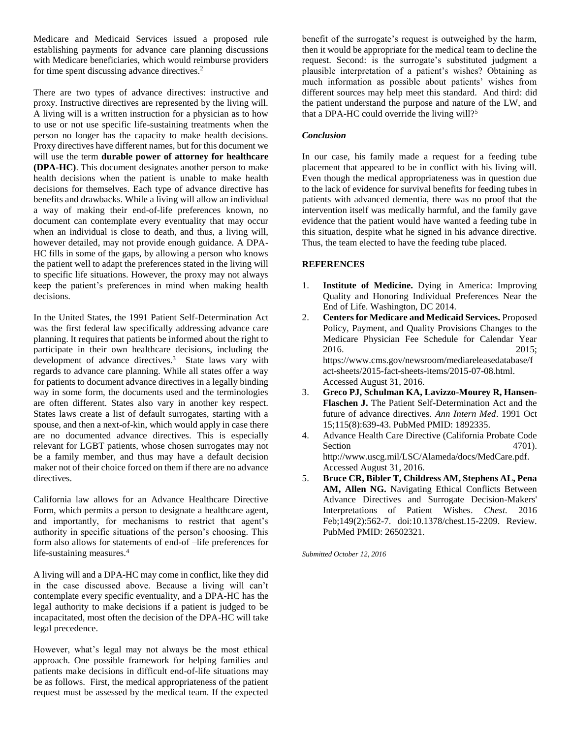Medicare and Medicaid Services issued a proposed rule establishing payments for advance care planning discussions with Medicare beneficiaries, which would reimburse providers for time spent discussing advance directives.[2]

There are two types of advance directives: instructive and proxy. Instructive directives are represented by the living will. A living will is a written instruction for a physician as to how to use or not use specific life-sustaining treatments when the person no longer has the capacity to make health decisions. Proxy directives have different names, but for this document we will use the term **durable power of attorney for healthcare (DPA-HC)**. This document designates another person to make health decisions when the patient is unable to make health decisions for themselves. Each type of advance directive has benefits and drawbacks. While a living will allow an individual a way of making their end-of-life preferences known, no document can contemplate every eventuality that may occur when an individual is close to death, and thus, a living will, however detailed, may not provide enough guidance. A DPA-HC fills in some of the gaps, by allowing a person who knows the patient well to adapt the preferences stated in the living will to specific life situations. However, the proxy may not always keep the patient's preferences in mind when making health decisions.

In the United States, the 1991 Patient Self-Determination Act was the first federal law specifically addressing advance care planning. It requires that patients be informed about the right to participate in their own healthcare decisions, including the development of advance directives.[3] State laws vary with regards to advance care planning. While all states offer a way for patients to document advance directives in a legally binding way in some form, the documents used and the terminologies are often different. States also vary in another key respect. States laws create a list of default surrogates, starting with a spouse, and then a next-of-kin, which would apply in case there are no documented advance directives. This is especially relevant for LGBT patients, whose chosen surrogates may not be a family member, and thus may have a default decision maker not of their choice forced on them if there are no advance directives.

California law allows for an Advance Healthcare Directive Form, which permits a person to designate a healthcare agent, and importantly, for mechanisms to restrict that agent's authority in specific situations of the person's choosing. This form also allows for statements of end-of –life preferences for life-sustaining measures.[4]

A living will and a DPA-HC may come in conflict, like they did in the case discussed above. Because a living will can't contemplate every specific eventuality, and a DPA-HC has the legal authority to make decisions if a patient is judged to be incapacitated, most often the decision of the DPA-HC will take legal precedence.

However, what's legal may not always be the most ethical approach. One possible framework for helping families and patients make decisions in difficult end-of-life situations may be as follows. First, the medical appropriateness of the patient request must be assessed by the medical team. If the expected benefit of the surrogate's request is outweighed by the harm, then it would be appropriate for the medical team to decline the request. Second: is the surrogate's substituted judgment a plausible interpretation of a patient's wishes? Obtaining as much information as possible about patients' wishes from different sources may help meet this standard. And third: did the patient understand the purpose and nature of the LW, and that a DPA-HC could override the living will?[5]

### *Conclusion*

In our case, his family made a request for a feeding tube placement that appeared to be in conflict with his living will. Even though the medical appropriateness was in question due to the lack of evidence for survival benefits for feeding tubes in patients with advanced dementia, there was no proof that the intervention itself was medically harmful, and the family gave evidence that the patient would have wanted a feeding tube in this situation, despite what he signed in his advance directive. Thus, the team elected to have the feeding tube placed.

## REFERENCES

1. **Institute of Medicine.** Dying in America: Improving Quality and Honoring Individual Preferences Near the End of Life. Washington, DC 2014.
2. **Centers for Medicare and Medicaid Services.** Proposed Policy, Payment, and Quality Provisions Changes to the Medicare Physician Fee Schedule for Calendar Year 2016. 2015; https://www.cms.gov/newsroom/mediareleasedatabase/fact-sheets/2015-fact-sheets-items/2015-07-08.html. Accessed August 31, 2016.
3. **Greco PJ, Schulman KA, Lavizzo-Mourey R, Hansen-Flaschen J.** The Patient Self-Determination Act and the future of advance directives. *Ann Intern Med*. 1991 Oct 15;115(8):639-43. PubMed PMID: 1892335.
4. Advance Health Care Directive (California Probate Code Section 4701). http://www.uscg.mil/LSC/Alameda/docs/MedCare.pdf. Accessed August 31, 2016.
5. **Bruce CR, Bibler T, Childress AM, Stephens AL, Pena AM, Allen NG.** Navigating Ethical Conflicts Between Advance Directives and Surrogate Decision-Makers' Interpretations of Patient Wishes. *Chest.* 2016 Feb;149(2):562-7. doi:10.1378/chest.15-2209. Review. PubMed PMID: 26502321.

*Submitted October 12, 2016*